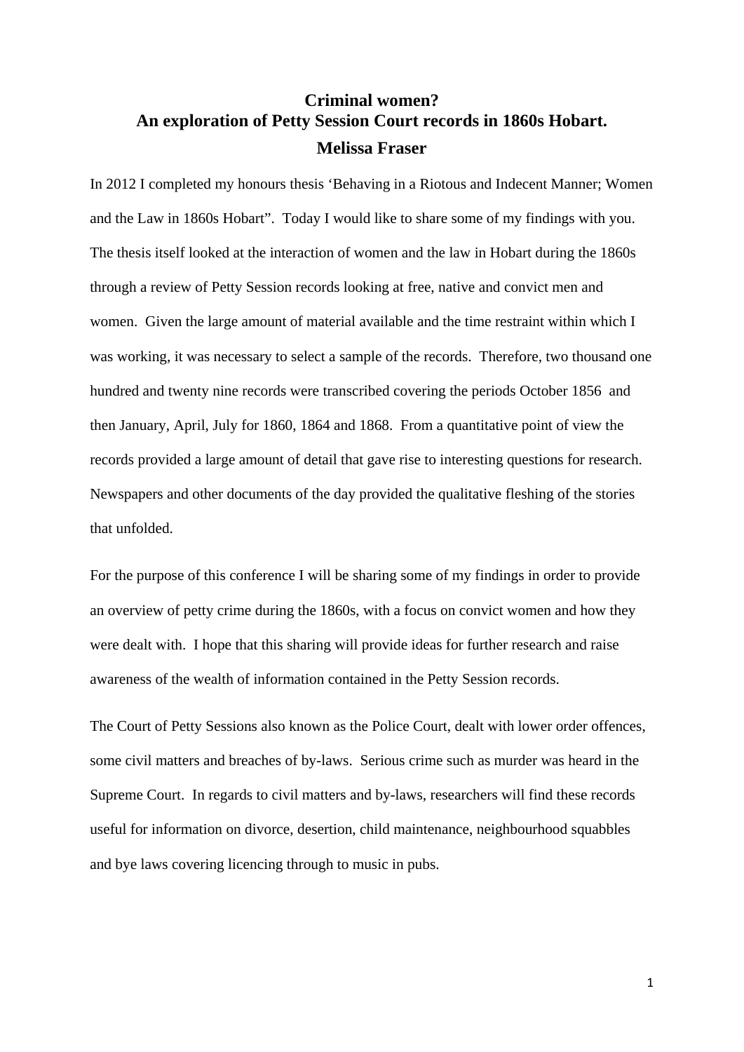# Criminal women?
## An exploration of Petty Session Court records in 1860s Hobart.
### Melissa Fraser

In 2012 I completed my honours thesis 'Behaving in a Riotous and Indecent Manner; Women and the Law in 1860s Hobart". Today I would like to share some of my findings with you. The thesis itself looked at the interaction of women and the law in Hobart during the 1860s through a review of Petty Session records looking at free, native and convict men and women. Given the large amount of material available and the time restraint within which I was working, it was necessary to select a sample of the records. Therefore, two thousand one hundred and twenty nine records were transcribed covering the periods October 1856 and then January, April, July for 1860, 1864 and 1868. From a quantitative point of view the records provided a large amount of detail that gave rise to interesting questions for research. Newspapers and other documents of the day provided the qualitative fleshing of the stories that unfolded.

For the purpose of this conference I will be sharing some of my findings in order to provide an overview of petty crime during the 1860s, with a focus on convict women and how they were dealt with. I hope that this sharing will provide ideas for further research and raise awareness of the wealth of information contained in the Petty Session records.

The Court of Petty Sessions also known as the Police Court, dealt with lower order offences, some civil matters and breaches of by-laws. Serious crime such as murder was heard in the Supreme Court. In regards to civil matters and by-laws, researchers will find these records useful for information on divorce, desertion, child maintenance, neighbourhood squabbles and bye laws covering licencing through to music in pubs.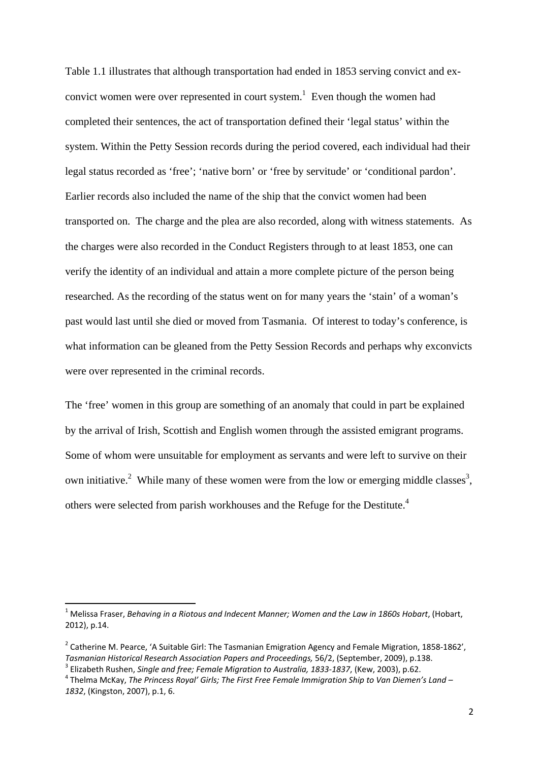Table 1.1 illustrates that although transportation had ended in 1853 serving convict and ex-convict women were over represented in court system.[1] Even though the women had completed their sentences, the act of transportation defined their 'legal status' within the system. Within the Petty Session records during the period covered, each individual had their legal status recorded as 'free'; 'native born' or 'free by servitude' or 'conditional pardon'. Earlier records also included the name of the ship that the convict women had been transported on. The charge and the plea are also recorded, along with witness statements. As the charges were also recorded in the Conduct Registers through to at least 1853, one can verify the identity of an individual and attain a more complete picture of the person being researched. As the recording of the status went on for many years the 'stain' of a woman's past would last until she died or moved from Tasmania. Of interest to today's conference, is what information can be gleaned from the Petty Session Records and perhaps why exconvicts were over represented in the criminal records.

The 'free' women in this group are something of an anomaly that could in part be explained by the arrival of Irish, Scottish and English women through the assisted emigrant programs. Some of whom were unsuitable for employment as servants and were left to survive on their own initiative.[2] While many of these women were from the low or emerging middle classes[3], others were selected from parish workhouses and the Refuge for the Destitute.[4]

---

[1] Melissa Fraser, *Behaving in a Riotous and Indecent Manner; Women and the Law in 1860s Hobart*, (Hobart, 2012), p.14.

[2] Catherine M. Pearce, 'A Suitable Girl: The Tasmanian Emigration Agency and Female Migration, 1858-1862', *Tasmanian Historical Research Association Papers and Proceedings,* 56/2, (September, 2009), p.138.

[3] Elizabeth Rushen, *Single and free; Female Migration to Australia, 1833-1837*, (Kew, 2003), p.62.

[4] Thelma McKay, *The Princess Royal' Girls; The First Free Female Immigration Ship to Van Diemen's Land – 1832*, (Kingston, 2007), p.1, 6.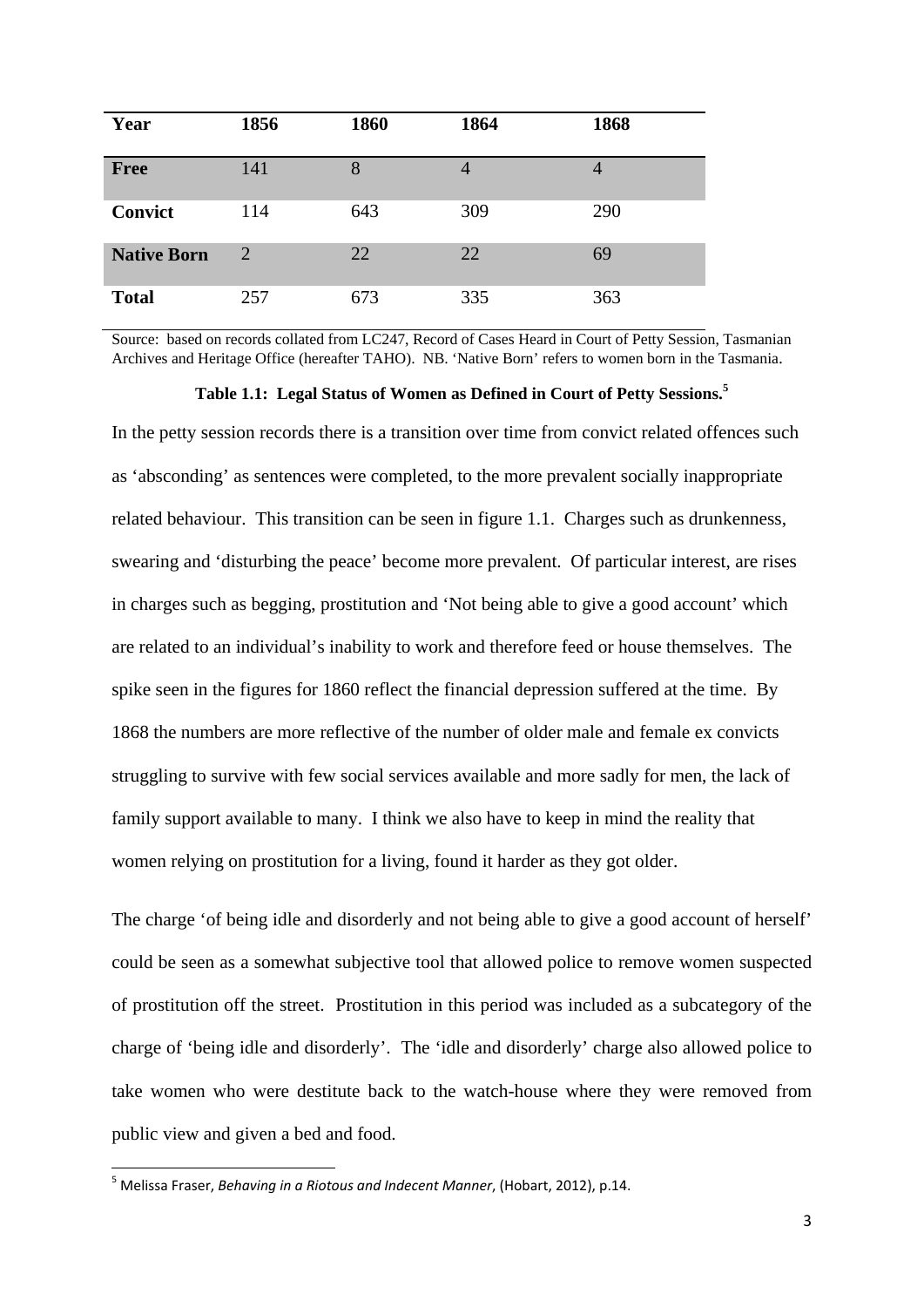| Year | 1856 | 1860 | 1864 | 1868 |
|---|---|---|---|---|
| **Free** | 141 | 8 | 4 | 4 |
| **Convict** | 114 | 643 | 309 | 290 |
| **Native Born** | 2 | 22 | 22 | 69 |
| **Total** | 257 | 673 | 335 | 363 |

Source: based on records collated from LC247, Record of Cases Heard in Court of Petty Session, Tasmanian Archives and Heritage Office (hereafter TAHO). NB. 'Native Born' refers to women born in the Tasmania.

**Table 1.1: Legal Status of Women as Defined in Court of Petty Sessions.**[5]

In the petty session records there is a transition over time from convict related offences such as 'absconding' as sentences were completed, to the more prevalent socially inappropriate related behaviour. This transition can be seen in figure 1.1. Charges such as drunkenness, swearing and 'disturbing the peace' become more prevalent. Of particular interest, are rises in charges such as begging, prostitution and 'Not being able to give a good account' which are related to an individual's inability to work and therefore feed or house themselves. The spike seen in the figures for 1860 reflect the financial depression suffered at the time. By 1868 the numbers are more reflective of the number of older male and female ex convicts struggling to survive with few social services available and more sadly for men, the lack of family support available to many. I think we also have to keep in mind the reality that women relying on prostitution for a living, found it harder as they got older.

The charge 'of being idle and disorderly and not being able to give a good account of herself' could be seen as a somewhat subjective tool that allowed police to remove women suspected of prostitution off the street. Prostitution in this period was included as a subcategory of the charge of 'being idle and disorderly'. The 'idle and disorderly' charge also allowed police to take women who were destitute back to the watch-house where they were removed from public view and given a bed and food.

[5] Melissa Fraser, *Behaving in a Riotous and Indecent Manner*, (Hobart, 2012), p.14.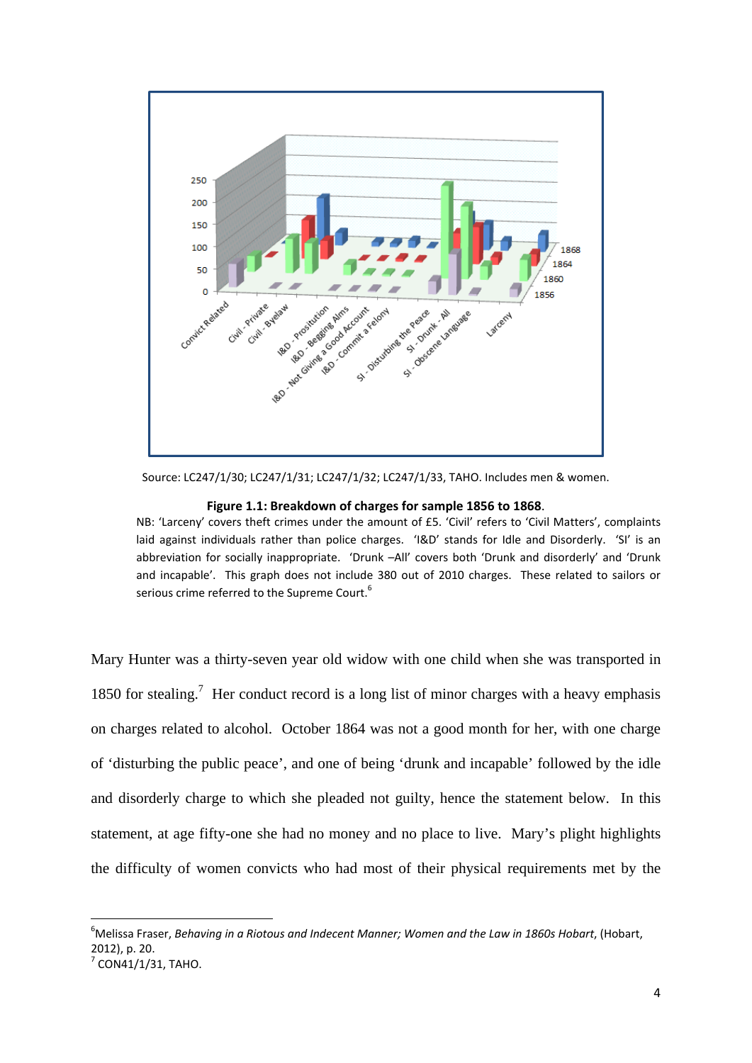Source: LC247/1/30; LC247/1/31; LC247/1/32; LC247/1/33, TAHO. Includes men & women.

**Figure 1.1: Breakdown of charges for sample 1856 to 1868**.

NB: 'Larceny' covers theft crimes under the amount of £5. 'Civil' refers to 'Civil Matters', complaints laid against individuals rather than police charges. 'I&D' stands for Idle and Disorderly. 'SI' is an abbreviation for socially inappropriate. 'Drunk –All' covers both 'Drunk and disorderly' and 'Drunk and incapable'. This graph does not include 380 out of 2010 charges. These related to sailors or serious crime referred to the Supreme Court.[6]

Mary Hunter was a thirty-seven year old widow with one child when she was transported in 1850 for stealing.[7] Her conduct record is a long list of minor charges with a heavy emphasis on charges related to alcohol. October 1864 was not a good month for her, with one charge of 'disturbing the public peace', and one of being 'drunk and incapable' followed by the idle and disorderly charge to which she pleaded not guilty, hence the statement below. In this statement, at age fifty-one she had no money and no place to live. Mary's plight highlights the difficulty of women convicts who had most of their physical requirements met by the

---

[6] Melissa Fraser, *Behaving in a Riotous and Indecent Manner; Women and the Law in 1860s Hobart*, (Hobart, 2012), p. 20.

[7] CON41/1/31, TAHO.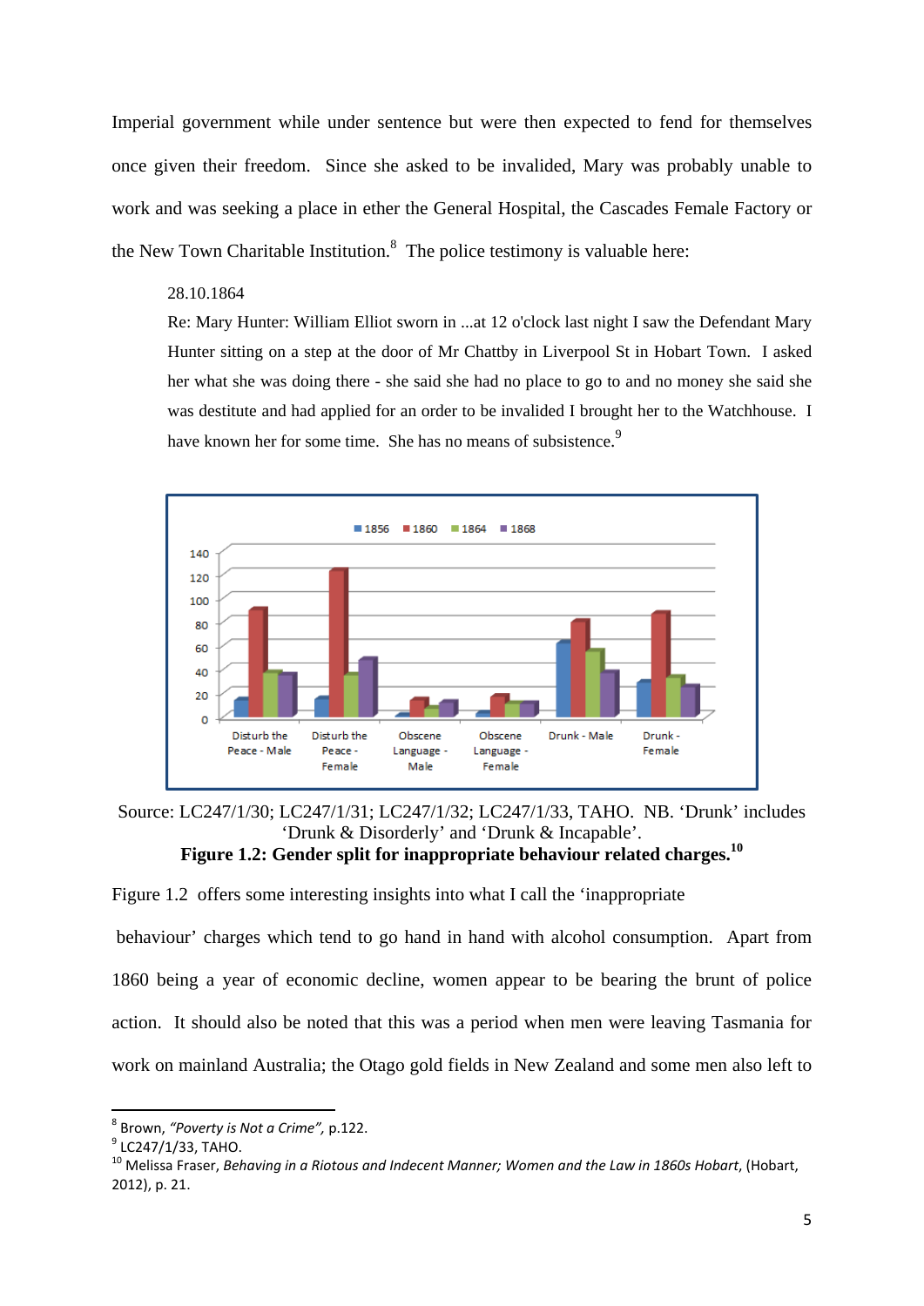Imperial government while under sentence but were then expected to fend for themselves once given their freedom. Since she asked to be invalided, Mary was probably unable to work and was seeking a place in ether the General Hospital, the Cascades Female Factory or the New Town Charitable Institution.[8] The police testimony is valuable here:

> 28.10.1864
>
> Re: Mary Hunter: William Elliot sworn in ...at 12 o'clock last night I saw the Defendant Mary Hunter sitting on a step at the door of Mr Chattby in Liverpool St in Hobart Town. I asked her what she was doing there - she said she had no place to go to and no money she said she was destitute and had applied for an order to be invalided I brought her to the Watchhouse. I have known her for some time. She has no means of subsistence.[9]

Source: LC247/1/30; LC247/1/31; LC247/1/32; LC247/1/33, TAHO. NB. 'Drunk' includes 'Drunk & Disorderly' and 'Drunk & Incapable'.

**Figure 1.2: Gender split for inappropriate behaviour related charges.**[10]

Figure 1.2 offers some interesting insights into what I call the 'inappropriate behaviour' charges which tend to go hand in hand with alcohol consumption. Apart from 1860 being a year of economic decline, women appear to be bearing the brunt of police action. It should also be noted that this was a period when men were leaving Tasmania for work on mainland Australia; the Otago gold fields in New Zealand and some men also left to

---

[8] Brown, *"Poverty is Not a Crime",* p.122.

[9] LC247/1/33, TAHO.

[10] Melissa Fraser, *Behaving in a Riotous and Indecent Manner; Women and the Law in 1860s Hobart*, (Hobart, 2012), p. 21.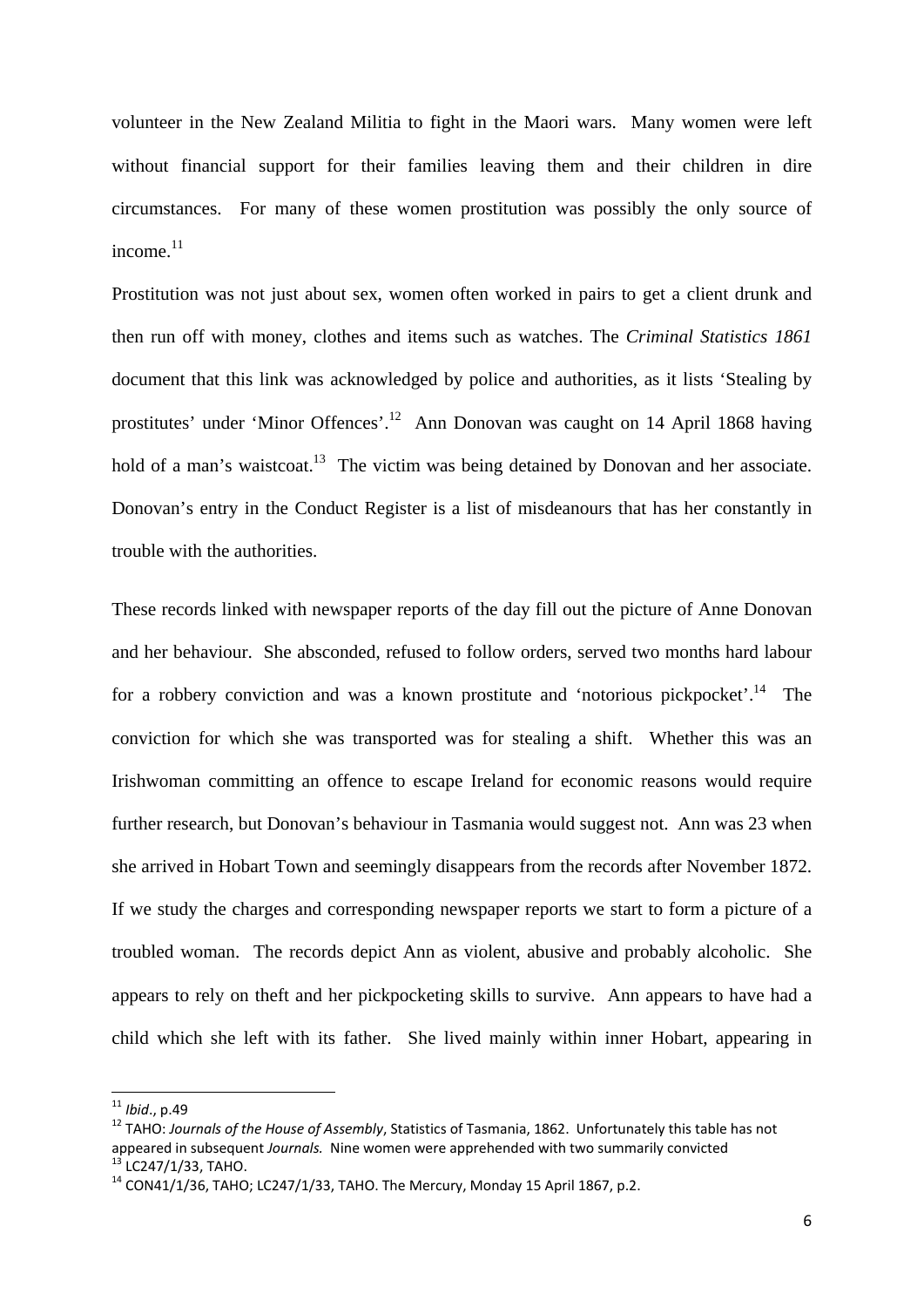volunteer in the New Zealand Militia to fight in the Maori wars. Many women were left without financial support for their families leaving them and their children in dire circumstances. For many of these women prostitution was possibly the only source of income.[11]

Prostitution was not just about sex, women often worked in pairs to get a client drunk and then run off with money, clothes and items such as watches. The *Criminal Statistics 1861* document that this link was acknowledged by police and authorities, as it lists 'Stealing by prostitutes' under 'Minor Offences'.[12] Ann Donovan was caught on 14 April 1868 having hold of a man's waistcoat.[13] The victim was being detained by Donovan and her associate. Donovan's entry in the Conduct Register is a list of misdeanours that has her constantly in trouble with the authorities.

These records linked with newspaper reports of the day fill out the picture of Anne Donovan and her behaviour. She absconded, refused to follow orders, served two months hard labour for a robbery conviction and was a known prostitute and 'notorious pickpocket'.[14] The conviction for which she was transported was for stealing a shift. Whether this was an Irishwoman committing an offence to escape Ireland for economic reasons would require further research, but Donovan's behaviour in Tasmania would suggest not. Ann was 23 when she arrived in Hobart Town and seemingly disappears from the records after November 1872. If we study the charges and corresponding newspaper reports we start to form a picture of a troubled woman. The records depict Ann as violent, abusive and probably alcoholic. She appears to rely on theft and her pickpocketing skills to survive. Ann appears to have had a child which she left with its father. She lived mainly within inner Hobart, appearing in

---

[11] *Ibid*., p.49

[12] TAHO: *Journals of the House of Assembly*, Statistics of Tasmania, 1862. Unfortunately this table has not appeared in subsequent *Journals.* Nine women were apprehended with two summarily convicted

[13] LC247/1/33, TAHO.

[14] CON41/1/36, TAHO; LC247/1/33, TAHO. The Mercury, Monday 15 April 1867, p.2.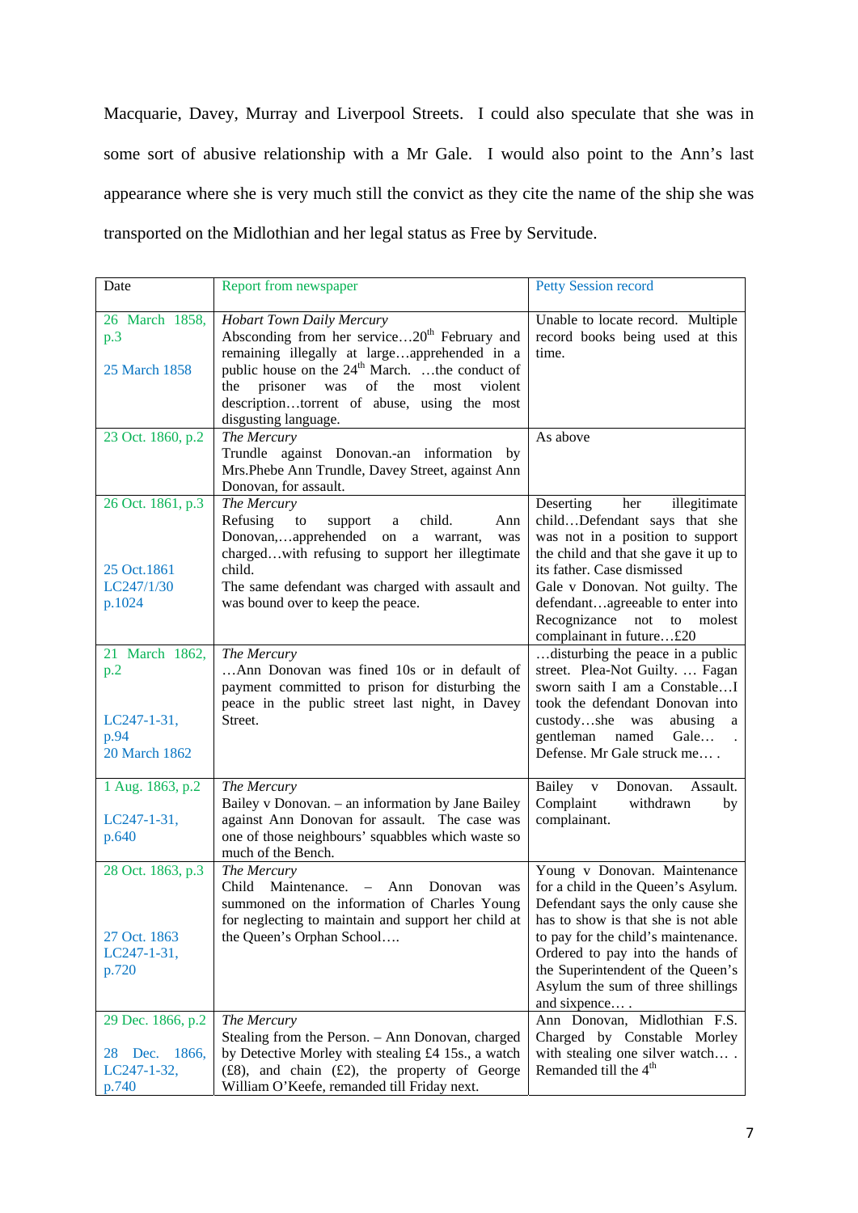Macquarie, Davey, Murray and Liverpool Streets. I could also speculate that she was in some sort of abusive relationship with a Mr Gale. I would also point to the Ann's last appearance where she is very much still the convict as they cite the name of the ship she was transported on the Midlothian and her legal status as Free by Servitude.

| Date | Report from newspaper | Petty Session record |
|---|---|---|
| 26 March 1858, p.3<br><br>25 March 1858 | *Hobart Town Daily Mercury*<br>Absconding from her service…20th February and remaining illegally at large…apprehended in a public house on the 24th March. …the conduct of the prisoner was of the most violent description…torrent of abuse, using the most disgusting language. | Unable to locate record. Multiple record books being used at this time. |
| 23 Oct. 1860, p.2 | *The Mercury*<br>Trundle against Donovan.-an information by Mrs.Phebe Ann Trundle, Davey Street, against Ann Donovan, for assault. | As above |
| 26 Oct. 1861, p.3<br><br>25 Oct.1861<br>LC247/1/30<br>p.1024 | *The Mercury*<br>Refusing to support a child. Ann Donovan,…apprehended on a warrant, was charged…with refusing to support her illegitimate child.<br>The same defendant was charged with assault and was bound over to keep the peace. | Deserting her illegitimate child…Defendant says that she was not in a position to support the child and that she gave it up to its father. Case dismissed<br>Gale v Donovan. Not guilty. The defendant…agreeable to enter into Recognizance not to molest complainant in future…£20 |
| 21 March 1862, p.2<br><br>LC247-1-31, p.94<br>20 March 1862 | *The Mercury*<br>…Ann Donovan was fined 10s or in default of payment committed to prison for disturbing the peace in the public street last night, in Davey Street. | …disturbing the peace in a public street. Plea-Not Guilty. … Fagan sworn saith I am a Constable…I took the defendant Donovan into custody…she was abusing a gentleman named Gale… . Defense. Mr Gale struck me… . |
| 1 Aug. 1863, p.2<br><br>LC247-1-31, p.640 | *The Mercury*<br>Bailey v Donovan. – an information by Jane Bailey against Ann Donovan for assault. The case was one of those neighbours' squabbles which waste so much of the Bench. | Bailey v Donovan. Assault. Complaint withdrawn by complainant. |
| 28 Oct. 1863, p.3<br><br>27 Oct. 1863<br>LC247-1-31, p.720 | *The Mercury*<br>Child Maintenance. – Ann Donovan was summoned on the information of Charles Young for neglecting to maintain and support her child at the Queen's Orphan School…. | Young v Donovan. Maintenance for a child in the Queen's Asylum. Defendant says the only cause she has to show is that she is not able to pay for the child's maintenance. Ordered to pay into the hands of the Superintendent of the Queen's Asylum the sum of three shillings and sixpence… . |
| 29 Dec. 1866, p.2<br><br>28 Dec. 1866, LC247-1-32, p.740 | *The Mercury*<br>Stealing from the Person. – Ann Donovan, charged by Detective Morley with stealing £4 15s., a watch (£8), and chain (£2), the property of George William O'Keefe, remanded till Friday next. | Ann Donovan, Midlothian F.S. Charged by Constable Morley with stealing one silver watch… . Remanded till the 4th |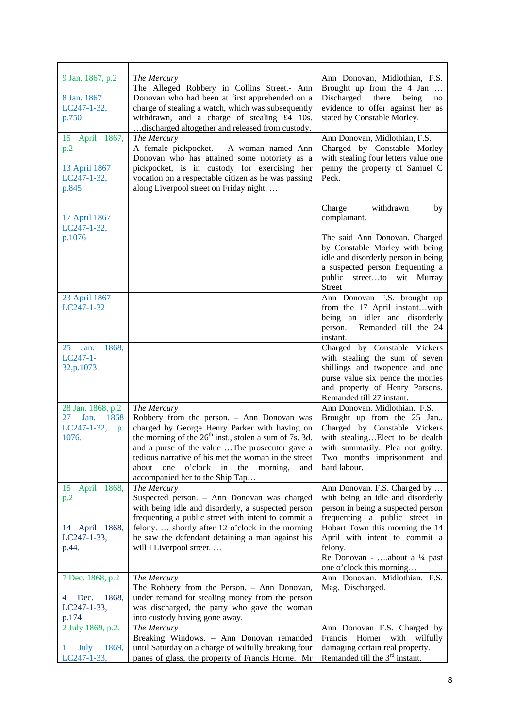| | | |
|---|---|---|
| 9 Jan. 1867, p.2<br><br>8 Jan. 1867 LC247-1-32, p.750 | *The Mercury*<br>The Alleged Robbery in Collins Street.- Ann Donovan who had been at first apprehended on a charge of stealing a watch, which was subsequently withdrawn, and a charge of stealing £4 10s. …discharged altogether and released from custody. | Ann Donovan, Midlothian, F.S. Brought up from the 4 Jan … Discharged there being no evidence to offer against her as stated by Constable Morley. |
| 15 April 1867, p.2<br><br>13 April 1867 LC247-1-32, p.845<br><br><br>17 April 1867 LC247-1-32, p.1076 | *The Mercury*<br>A female pickpocket. – A woman named Ann Donovan who has attained some notoriety as a pickpocket, is in custody for exercising her vocation on a respectable citizen as he was passing along Liverpool street on Friday night. … | Ann Donovan, Midlothian, F.S. Charged by Constable Morley with stealing four letters value one penny the property of Samuel C Peck.<br><br><br>Charge withdrawn by complainant.<br><br>The said Ann Donovan. Charged by Constable Morley with being idle and disorderly person in being a suspected person frequenting a public street…to wit Murray Street |
| 23 April 1867 LC247-1-32 | | Ann Donovan F.S. brought up from the 17 April instant…with being an idler and disorderly person. Remanded till the 24 instant. |
| 25 Jan. 1868, LC247-1-32,p.1073 | | Charged by Constable Vickers with stealing the sum of seven shillings and twopence and one purse value six pence the monies and property of Henry Parsons. Remanded till 27 instant. |
| 28 Jan. 1868, p.2<br>27 Jan. 1868 LC247-1-32, p. 1076. | *The Mercury*<br>Robbery from the person. – Ann Donovan was charged by George Henry Parker with having on the morning of the 26th inst., stolen a sum of 7s. 3d. and a purse of the value …The prosecutor gave a tedious narrative of his met the woman in the street about one o'clock in the morning, and accompanied her to the Ship Tap… | Ann Donovan. Midlothian. F.S. Brought up from the 25 Jan.. Charged by Constable Vickers with stealing…Elect to be dealth with summarily. Plea not guilty. Two months imprisonment and hard labour. |
| 15 April 1868, p.2<br><br><br>14 April 1868, LC247-1-33, p.44. | *The Mercury*<br>Suspected person. – Ann Donovan was charged with being idle and disorderly, a suspected person frequenting a public street with intent to commit a felony. … shortly after 12 o'clock in the morning he saw the defendant detaining a man against his will I Liverpool street. … | Ann Donovan. F.S. Charged by … with being an idle and disorderly person in being a suspected person frequenting a public street in Hobart Town this morning the 14 April with intent to commit a felony.<br>Re Donovan - ….about a ¼ past one o'clock this morning… |
| 7 Dec. 1868, p.2<br><br>4 Dec. 1868, LC247-1-33, p.174 | *The Mercury*<br>The Robbery from the Person. – Ann Donovan, under remand for stealing money from the person was discharged, the party who gave the woman into custody having gone away. | Ann Donovan. Midlothian. F.S. Mag. Discharged. |
| 2 July 1869, p.2.<br><br>1 July 1869, LC247-1-33, | *The Mercury*<br>Breaking Windows. – Ann Donovan remanded until Saturday on a charge of wilfully breaking four panes of glass, the property of Francis Horne. Mr | Ann Donovan F.S. Charged by Francis Horner with wilfully damaging certain real property. Remanded till the 3rd instant. |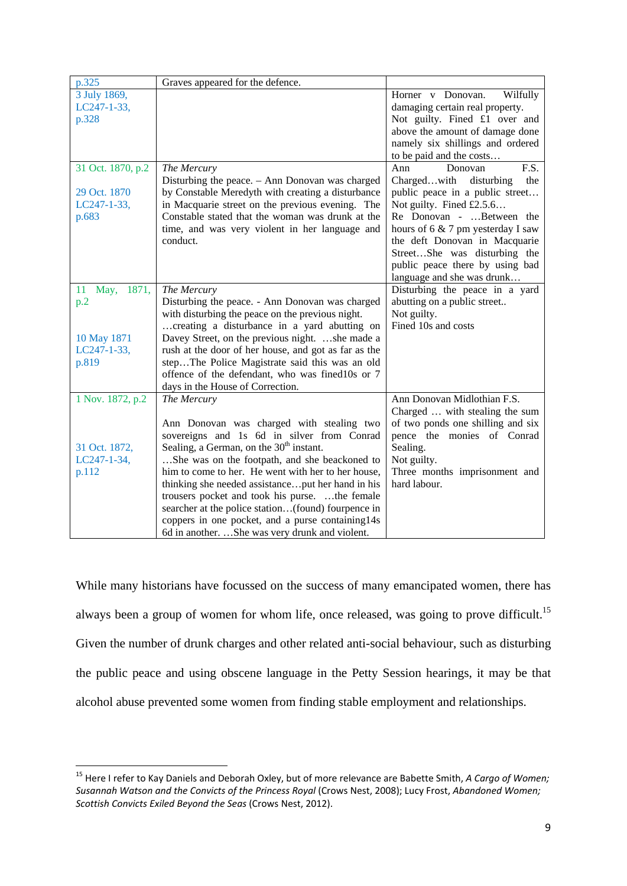| | | |
|---|---|---|
| p.325 | Graves appeared for the defence. | |
| 3 July 1869, LC247-1-33, p.328 | | Horner v Donovan. Wilfully damaging certain real property. Not guilty. Fined £1 over and above the amount of damage done namely six shillings and ordered to be paid and the costs… |
| 31 Oct. 1870, p.2<br><br>29 Oct. 1870 LC247-1-33, p.683 | *The Mercury*<br>Disturbing the peace. – Ann Donovan was charged by Constable Meredyth with creating a disturbance in Macquarie street on the previous evening. The Constable stated that the woman was drunk at the time, and was very violent in her language and conduct. | Ann Donovan F.S. Charged…with disturbing the public peace in a public street… Not guilty. Fined £2.5.6…<br>Re Donovan - …Between the hours of 6 & 7 pm yesterday I saw the deft Donovan in Macquarie Street…She was disturbing the public peace there by using bad language and she was drunk… |
| 11 May, 1871, p.2<br><br>10 May 1871 LC247-1-33, p.819 | *The Mercury*<br>Disturbing the peace. - Ann Donovan was charged with disturbing the peace on the previous night.<br>…creating a disturbance in a yard abutting on Davey Street, on the previous night. …she made a rush at the door of her house, and got as far as the step…The Police Magistrate said this was an old offence of the defendant, who was fined10s or 7 days in the House of Correction. | Disturbing the peace in a yard abutting on a public street..<br>Not guilty.<br>Fined 10s and costs |
| 1 Nov. 1872, p.2<br><br>31 Oct. 1872, LC247-1-34, p.112 | *The Mercury*<br><br>Ann Donovan was charged with stealing two sovereigns and 1s 6d in silver from Conrad Sealing, a German, on the 30th instant.<br>…She was on the footpath, and she beackoned to him to come to her. He went with her to her house, thinking she needed assistance…put her hand in his trousers pocket and took his purse. …the female searcher at the police station…(found) fourpence in coppers in one pocket, and a purse containing14s 6d in another. …She was very drunk and violent. | Ann Donovan Midlothian F.S.<br>Charged … with stealing the sum of two ponds one shilling and six pence the monies of Conrad Sealing.<br>Not guilty.<br>Three months imprisonment and hard labour. |

While many historians have focussed on the success of many emancipated women, there has always been a group of women for whom life, once released, was going to prove difficult.[15] Given the number of drunk charges and other related anti-social behaviour, such as disturbing the public peace and using obscene language in the Petty Session hearings, it may be that alcohol abuse prevented some women from finding stable employment and relationships.

[15] Here I refer to Kay Daniels and Deborah Oxley, but of more relevance are Babette Smith, *A Cargo of Women; Susannah Watson and the Convicts of the Princess Royal* (Crows Nest, 2008); Lucy Frost, *Abandoned Women; Scottish Convicts Exiled Beyond the Seas* (Crows Nest, 2012).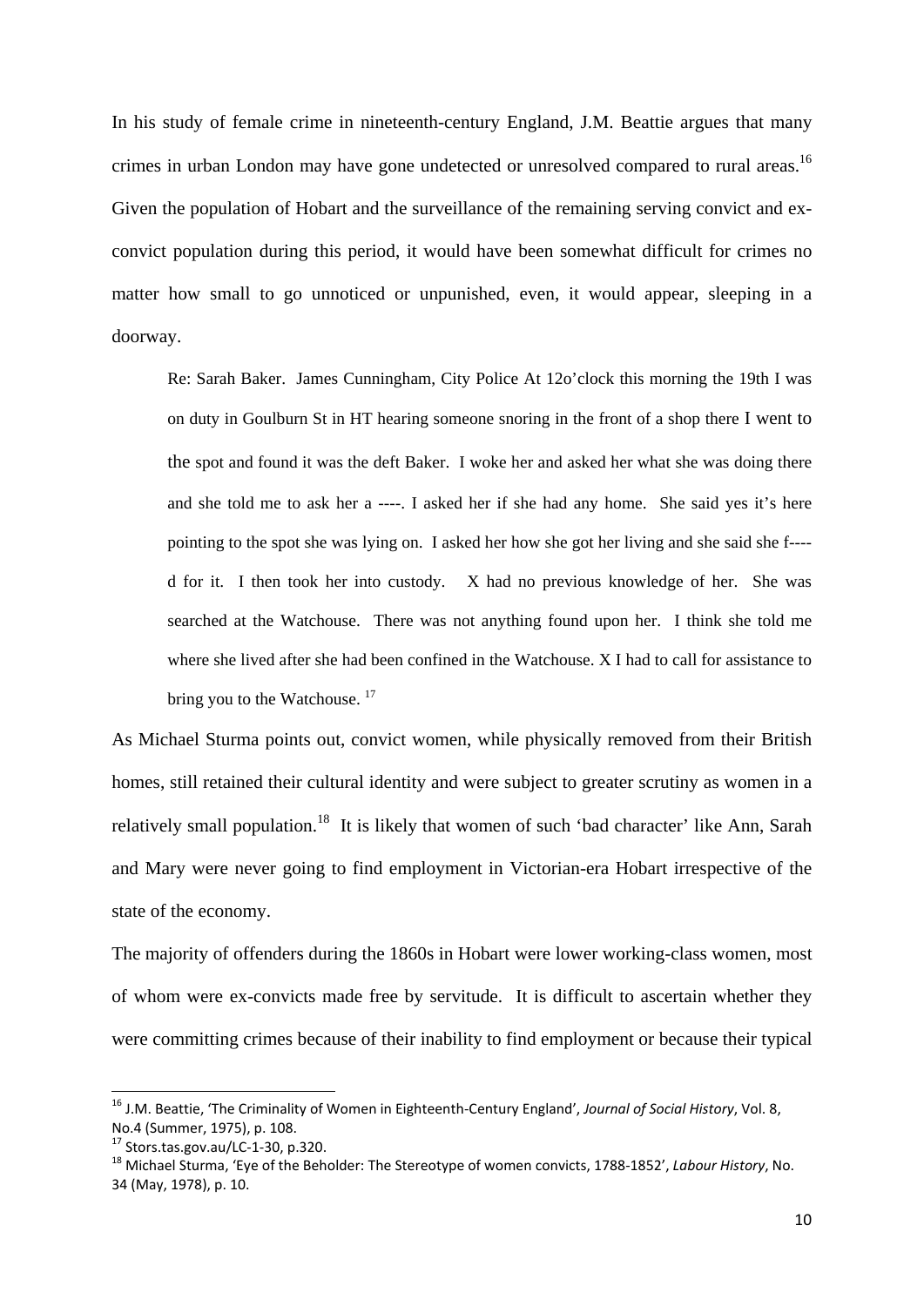In his study of female crime in nineteenth-century England, J.M. Beattie argues that many crimes in urban London may have gone undetected or unresolved compared to rural areas.[16] Given the population of Hobart and the surveillance of the remaining serving convict and ex-convict population during this period, it would have been somewhat difficult for crimes no matter how small to go unnoticed or unpunished, even, it would appear, sleeping in a doorway.

> Re: Sarah Baker. James Cunningham, City Police At 12o'clock this morning the 19th I was on duty in Goulburn St in HT hearing someone snoring in the front of a shop there I went to the spot and found it was the deft Baker. I woke her and asked her what she was doing there and she told me to ask her a ----. I asked her if she had any home. She said yes it's here pointing to the spot she was lying on. I asked her how she got her living and she said she f----d for it. I then took her into custody. X had no previous knowledge of her. She was searched at the Watchouse. There was not anything found upon her. I think she told me where she lived after she had been confined in the Watchouse. X I had to call for assistance to bring you to the Watchouse. [17]

As Michael Sturma points out, convict women, while physically removed from their British homes, still retained their cultural identity and were subject to greater scrutiny as women in a relatively small population.[18] It is likely that women of such 'bad character' like Ann, Sarah and Mary were never going to find employment in Victorian-era Hobart irrespective of the state of the economy.

The majority of offenders during the 1860s in Hobart were lower working-class women, most of whom were ex-convicts made free by servitude. It is difficult to ascertain whether they were committing crimes because of their inability to find employment or because their typical

---

[16] J.M. Beattie, 'The Criminality of Women in Eighteenth-Century England', *Journal of Social History*, Vol. 8, No.4 (Summer, 1975), p. 108.

[17] Stors.tas.gov.au/LC-1-30, p.320.

[18] Michael Sturma, 'Eye of the Beholder: The Stereotype of women convicts, 1788-1852', *Labour History*, No. 34 (May, 1978), p. 10.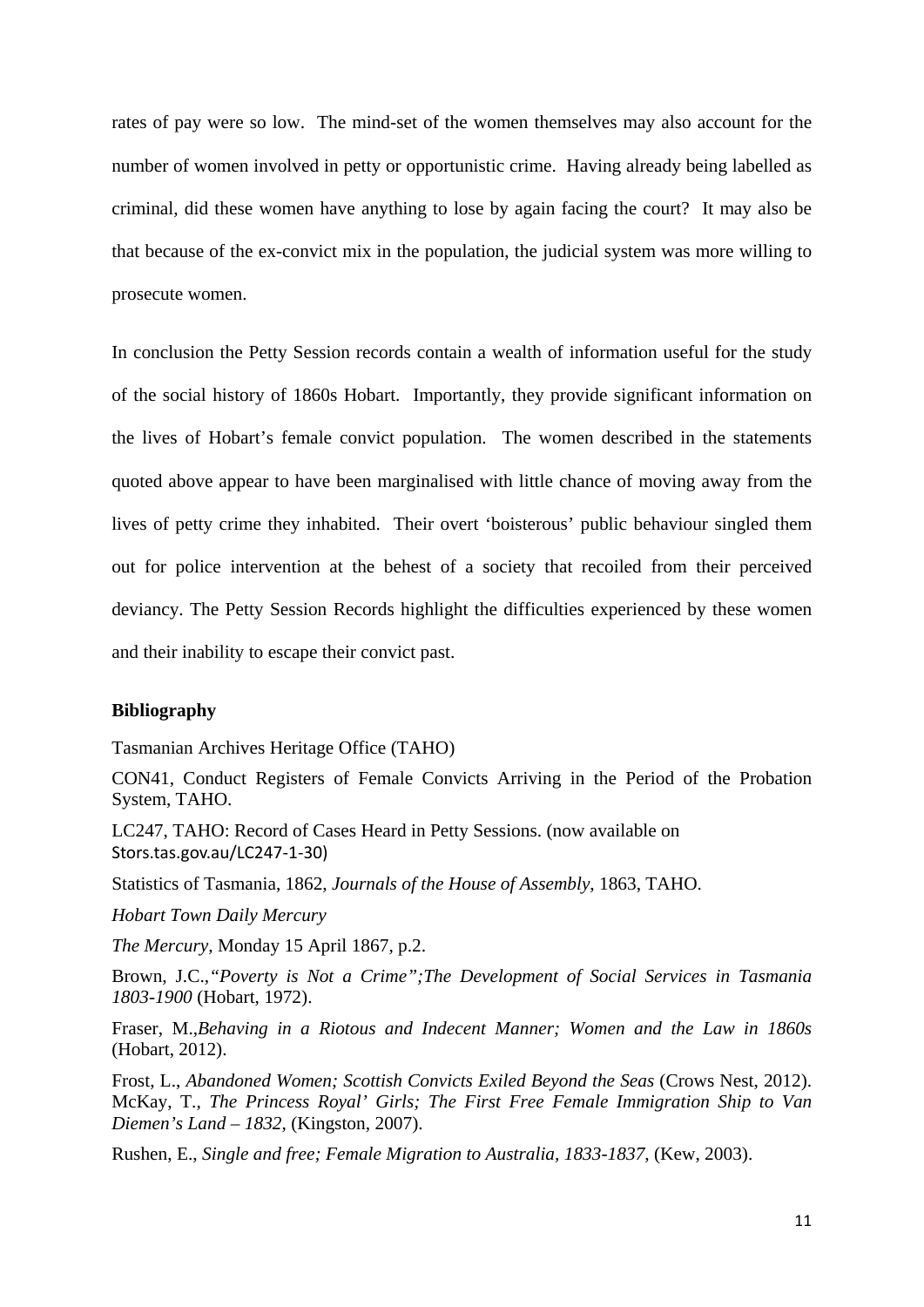rates of pay were so low. The mind-set of the women themselves may also account for the number of women involved in petty or opportunistic crime. Having already being labelled as criminal, did these women have anything to lose by again facing the court? It may also be that because of the ex-convict mix in the population, the judicial system was more willing to prosecute women.

In conclusion the Petty Session records contain a wealth of information useful for the study of the social history of 1860s Hobart. Importantly, they provide significant information on the lives of Hobart's female convict population. The women described in the statements quoted above appear to have been marginalised with little chance of moving away from the lives of petty crime they inhabited. Their overt 'boisterous' public behaviour singled them out for police intervention at the behest of a society that recoiled from their perceived deviancy. The Petty Session Records highlight the difficulties experienced by these women and their inability to escape their convict past.

**Bibliography**

Tasmanian Archives Heritage Office (TAHO)

CON41, Conduct Registers of Female Convicts Arriving in the Period of the Probation System, TAHO.

LC247, TAHO: Record of Cases Heard in Petty Sessions. (now available on Stors.tas.gov.au/LC247-1-30)

Statistics of Tasmania, 1862, *Journals of the House of Assembly*, 1863, TAHO.

*Hobart Town Daily Mercury*

*The Mercury*, Monday 15 April 1867, p.2.

Brown, J.C.,*"Poverty is Not a Crime";The Development of Social Services in Tasmania 1803-1900* (Hobart, 1972).

Fraser, M.,*Behaving in a Riotous and Indecent Manner; Women and the Law in 1860s* (Hobart, 2012).

Frost, L., *Abandoned Women; Scottish Convicts Exiled Beyond the Seas* (Crows Nest, 2012). McKay, T., *The Princess Royal' Girls; The First Free Female Immigration Ship to Van Diemen's Land – 1832*, (Kingston, 2007).

Rushen, E., *Single and free; Female Migration to Australia, 1833-1837*, (Kew, 2003).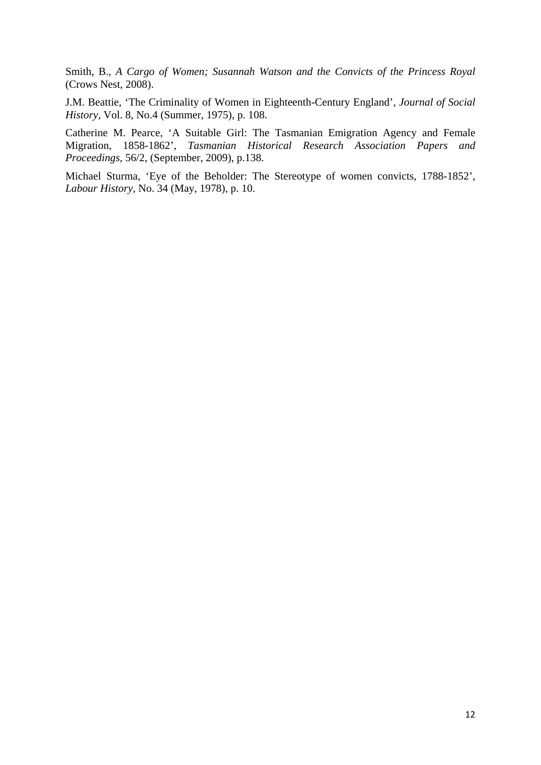Smith, B., *A Cargo of Women; Susannah Watson and the Convicts of the Princess Royal* (Crows Nest, 2008).

J.M. Beattie, 'The Criminality of Women in Eighteenth-Century England', *Journal of Social History*, Vol. 8, No.4 (Summer, 1975), p. 108.

Catherine M. Pearce, 'A Suitable Girl: The Tasmanian Emigration Agency and Female Migration, 1858-1862', *Tasmanian Historical Research Association Papers and Proceedings*, 56/2, (September, 2009), p.138.

Michael Sturma, 'Eye of the Beholder: The Stereotype of women convicts, 1788-1852', *Labour History*, No. 34 (May, 1978), p. 10.